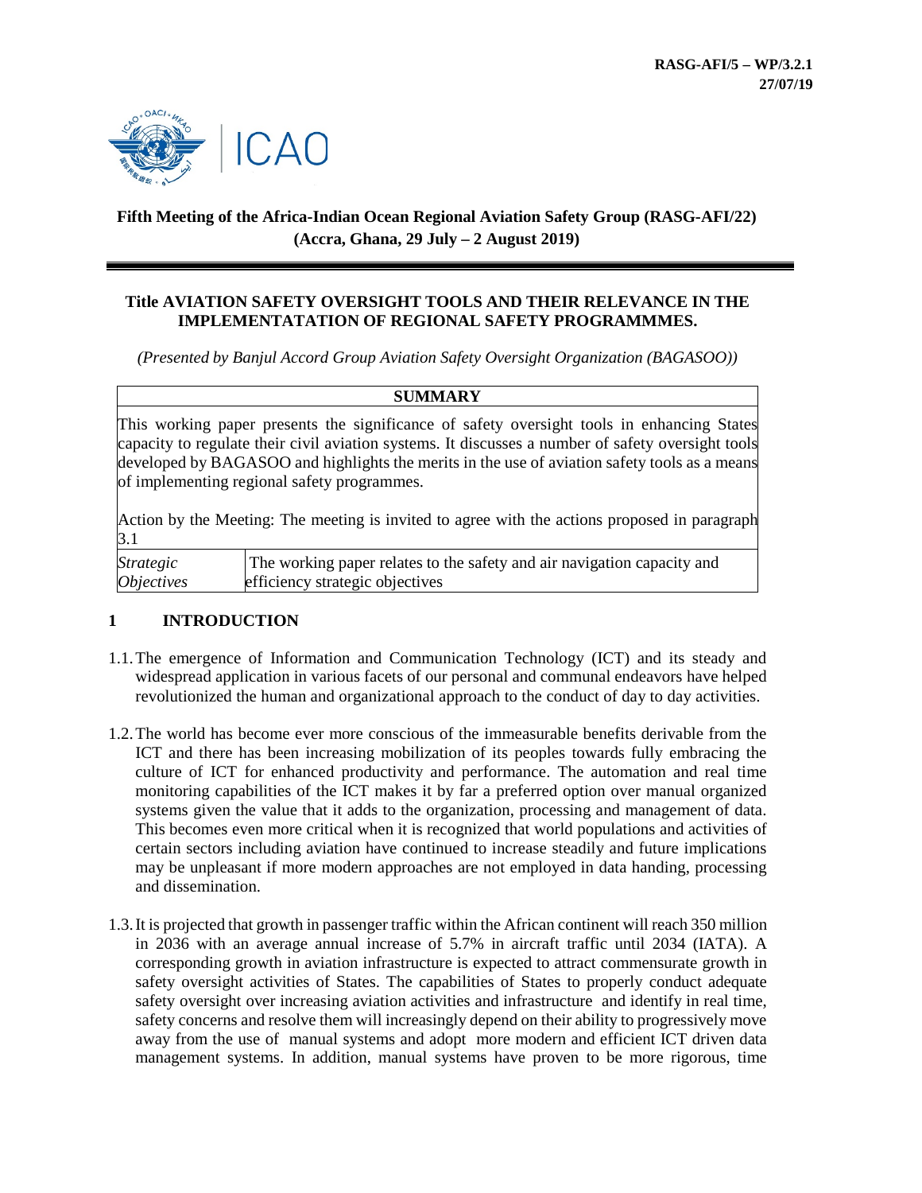**RASG-AFI/5 – WP/3.2.1**
**27/07/19**

## Fifth Meeting of the Africa-Indian Ocean Regional Aviation Safety Group (RASG-AFI/22) (Accra, Ghana, 29 July – 2 August 2019)

### Title AVIATION SAFETY OVERSIGHT TOOLS AND THEIR RELEVANCE IN THE IMPLEMENTATATION OF REGIONAL SAFETY PROGRAMMMES.

*(Presented by Banjul Accord Group Aviation Safety Oversight Organization (BAGASOO))*

| **SUMMARY** | |
|---|---|
| This working paper presents the significance of safety oversight tools in enhancing States capacity to regulate their civil aviation systems. It discusses a number of safety oversight tools developed by BAGASOO and highlights the merits in the use of aviation safety tools as a means of implementing regional safety programmes.<br><br>Action by the Meeting: The meeting is invited to agree with the actions proposed in paragraph 3.1 | |
| *Strategic Objectives* | The working paper relates to the safety and air navigation capacity and efficiency strategic objectives |

## 1 INTRODUCTION

1.1. The emergence of Information and Communication Technology (ICT) and its steady and widespread application in various facets of our personal and communal endeavors have helped revolutionized the human and organizational approach to the conduct of day to day activities.

1.2. The world has become ever more conscious of the immeasurable benefits derivable from the ICT and there has been increasing mobilization of its peoples towards fully embracing the culture of ICT for enhanced productivity and performance. The automation and real time monitoring capabilities of the ICT makes it by far a preferred option over manual organized systems given the value that it adds to the organization, processing and management of data. This becomes even more critical when it is recognized that world populations and activities of certain sectors including aviation have continued to increase steadily and future implications may be unpleasant if more modern approaches are not employed in data handing, processing and dissemination.

1.3. It is projected that growth in passenger traffic within the African continent will reach 350 million in 2036 with an average annual increase of 5.7% in aircraft traffic until 2034 (IATA). A corresponding growth in aviation infrastructure is expected to attract commensurate growth in safety oversight activities of States. The capabilities of States to properly conduct adequate safety oversight over increasing aviation activities and infrastructure and identify in real time, safety concerns and resolve them will increasingly depend on their ability to progressively move away from the use of manual systems and adopt more modern and efficient ICT driven data management systems. In addition, manual systems have proven to be more rigorous, time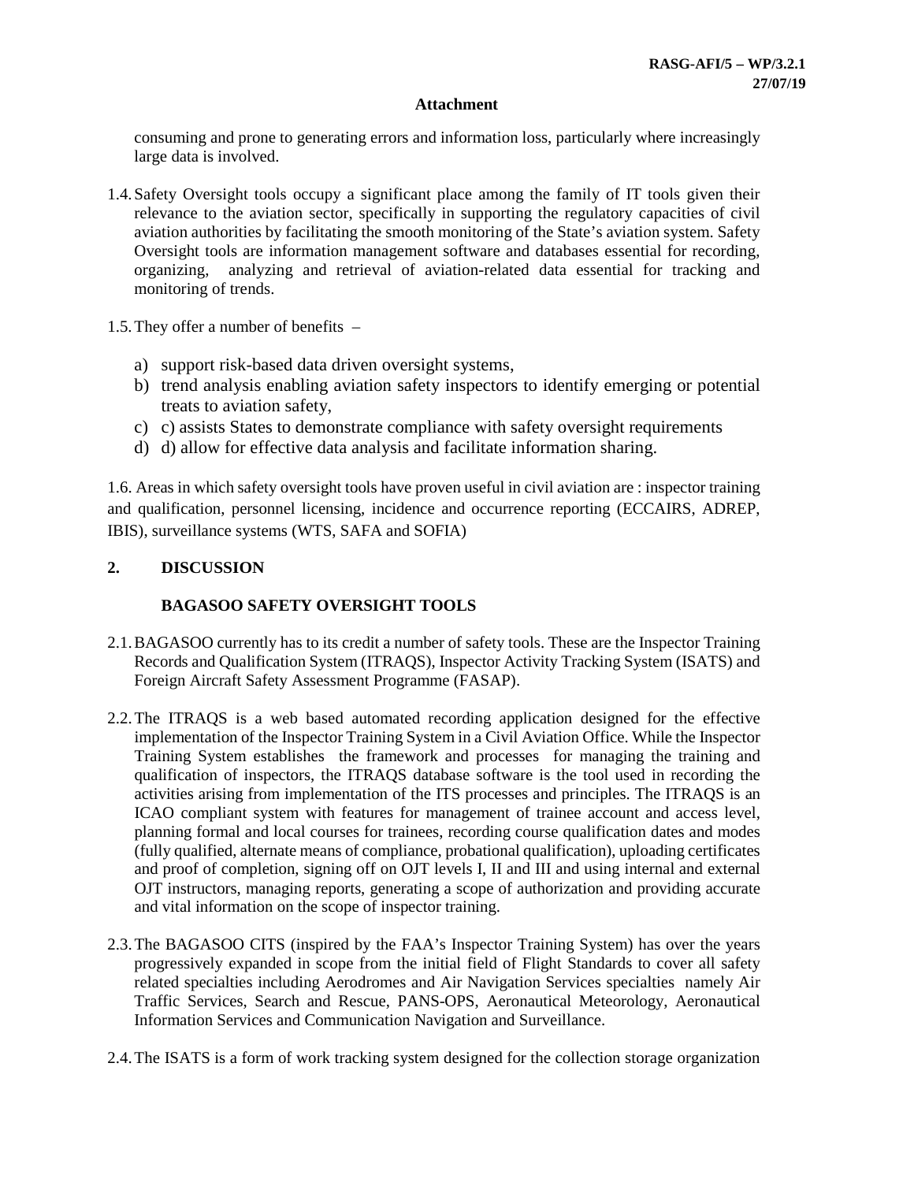**Attachment**

consuming and prone to generating errors and information loss, particularly where increasingly large data is involved.

1.4. Safety Oversight tools occupy a significant place among the family of IT tools given their relevance to the aviation sector, specifically in supporting the regulatory capacities of civil aviation authorities by facilitating the smooth monitoring of the State's aviation system. Safety Oversight tools are information management software and databases essential for recording, organizing, analyzing and retrieval of aviation-related data essential for tracking and monitoring of trends.

1.5. They offer a number of benefits –

a) support risk-based data driven oversight systems,
b) trend analysis enabling aviation safety inspectors to identify emerging or potential treats to aviation safety,
c) c) assists States to demonstrate compliance with safety oversight requirements
d) d) allow for effective data analysis and facilitate information sharing.

1.6. Areas in which safety oversight tools have proven useful in civil aviation are : inspector training and qualification, personnel licensing, incidence and occurrence reporting (ECCAIRS, ADREP, IBIS), surveillance systems (WTS, SAFA and SOFIA)

## 2. DISCUSSION

### BAGASOO SAFETY OVERSIGHT TOOLS

2.1. BAGASOO currently has to its credit a number of safety tools. These are the Inspector Training Records and Qualification System (ITRAQS), Inspector Activity Tracking System (ISATS) and Foreign Aircraft Safety Assessment Programme (FASAP).

2.2. The ITRAQS is a web based automated recording application designed for the effective implementation of the Inspector Training System in a Civil Aviation Office. While the Inspector Training System establishes the framework and processes for managing the training and qualification of inspectors, the ITRAQS database software is the tool used in recording the activities arising from implementation of the ITS processes and principles. The ITRAQS is an ICAO compliant system with features for management of trainee account and access level, planning formal and local courses for trainees, recording course qualification dates and modes (fully qualified, alternate means of compliance, probational qualification), uploading certificates and proof of completion, signing off on OJT levels I, II and III and using internal and external OJT instructors, managing reports, generating a scope of authorization and providing accurate and vital information on the scope of inspector training.

2.3. The BAGASOO CITS (inspired by the FAA's Inspector Training System) has over the years progressively expanded in scope from the initial field of Flight Standards to cover all safety related specialties including Aerodromes and Air Navigation Services specialties namely Air Traffic Services, Search and Rescue, PANS-OPS, Aeronautical Meteorology, Aeronautical Information Services and Communication Navigation and Surveillance.

2.4. The ISATS is a form of work tracking system designed for the collection storage organization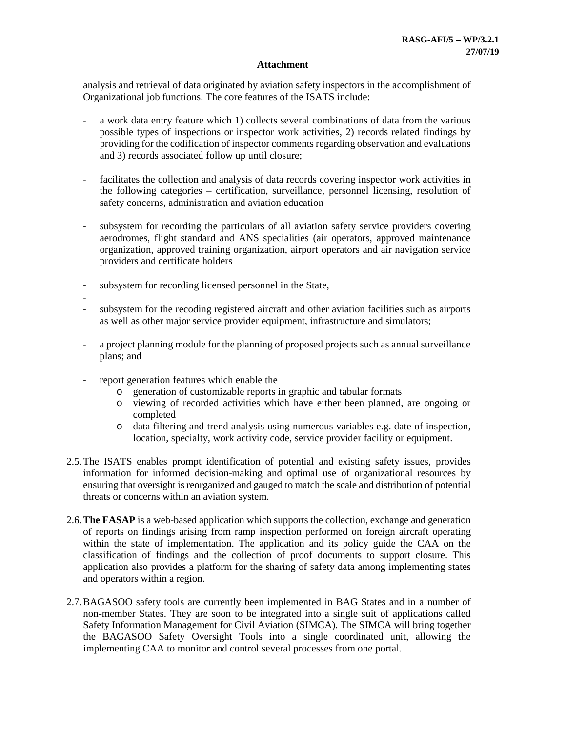analysis and retrieval of data originated by aviation safety inspectors in the accomplishment of Organizational job functions. The core features of the ISATS include:

- a work data entry feature which 1) collects several combinations of data from the various possible types of inspections or inspector work activities, 2) records related findings by providing for the codification of inspector comments regarding observation and evaluations and 3) records associated follow up until closure;

- facilitates the collection and analysis of data records covering inspector work activities in the following categories – certification, surveillance, personnel licensing, resolution of safety concerns, administration and aviation education

- subsystem for recording the particulars of all aviation safety service providers covering aerodromes, flight standard and ANS specialities (air operators, approved maintenance organization, approved training organization, airport operators and air navigation service providers and certificate holders

- subsystem for recording licensed personnel in the State,
- 
- subsystem for the recoding registered aircraft and other aviation facilities such as airports as well as other major service provider equipment, infrastructure and simulators;

- a project planning module for the planning of proposed projects such as annual surveillance plans; and

- report generation features which enable the
  - generation of customizable reports in graphic and tabular formats
  - viewing of recorded activities which have either been planned, are ongoing or completed
  - data filtering and trend analysis using numerous variables e.g. date of inspection, location, specialty, work activity code, service provider facility or equipment.

2.5. The ISATS enables prompt identification of potential and existing safety issues, provides information for informed decision-making and optimal use of organizational resources by ensuring that oversight is reorganized and gauged to match the scale and distribution of potential threats or concerns within an aviation system.

2.6. **The FASAP** is a web-based application which supports the collection, exchange and generation of reports on findings arising from ramp inspection performed on foreign aircraft operating within the state of implementation. The application and its policy guide the CAA on the classification of findings and the collection of proof documents to support closure. This application also provides a platform for the sharing of safety data among implementing states and operators within a region.

2.7. BAGASOO safety tools are currently been implemented in BAG States and in a number of non-member States. They are soon to be integrated into a single suit of applications called Safety Information Management for Civil Aviation (SIMCA). The SIMCA will bring together the BAGASOO Safety Oversight Tools into a single coordinated unit, allowing the implementing CAA to monitor and control several processes from one portal.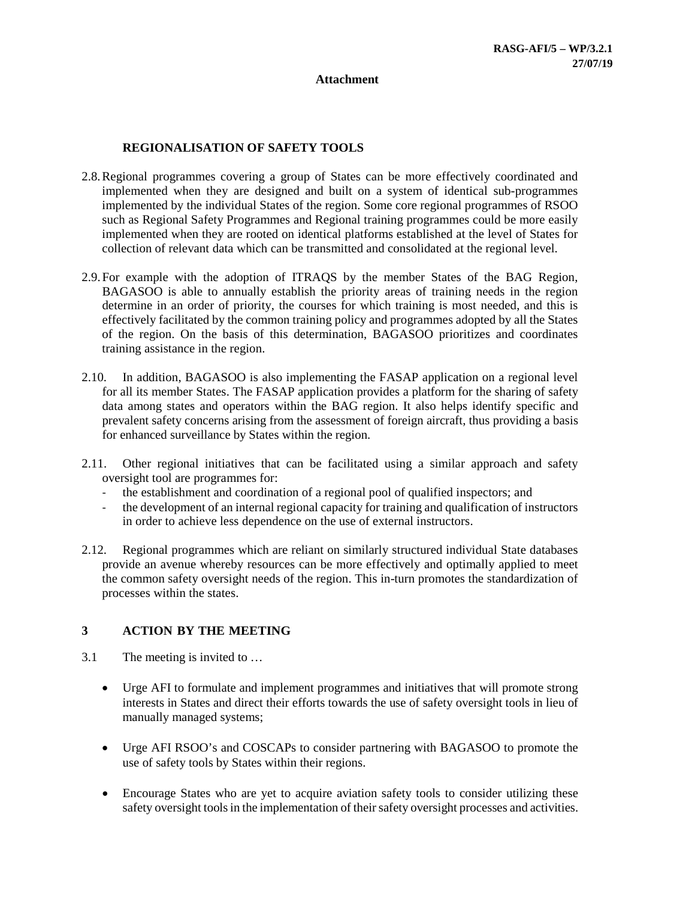**Attachment**

## REGIONALISATION OF SAFETY TOOLS

2.8. Regional programmes covering a group of States can be more effectively coordinated and implemented when they are designed and built on a system of identical sub-programmes implemented by the individual States of the region. Some core regional programmes of RSOO such as Regional Safety Programmes and Regional training programmes could be more easily implemented when they are rooted on identical platforms established at the level of States for collection of relevant data which can be transmitted and consolidated at the regional level.

2.9. For example with the adoption of ITRAQS by the member States of the BAG Region, BAGASOO is able to annually establish the priority areas of training needs in the region determine in an order of priority, the courses for which training is most needed, and this is effectively facilitated by the common training policy and programmes adopted by all the States of the region. On the basis of this determination, BAGASOO prioritizes and coordinates training assistance in the region.

2.10. In addition, BAGASOO is also implementing the FASAP application on a regional level for all its member States. The FASAP application provides a platform for the sharing of safety data among states and operators within the BAG region. It also helps identify specific and prevalent safety concerns arising from the assessment of foreign aircraft, thus providing a basis for enhanced surveillance by States within the region.

2.11. Other regional initiatives that can be facilitated using a similar approach and safety oversight tool are programmes for:

- the establishment and coordination of a regional pool of qualified inspectors; and
- the development of an internal regional capacity for training and qualification of instructors in order to achieve less dependence on the use of external instructors.

2.12. Regional programmes which are reliant on similarly structured individual State databases provide an avenue whereby resources can be more effectively and optimally applied to meet the common safety oversight needs of the region. This in-turn promotes the standardization of processes within the states.

## 3 ACTION BY THE MEETING

3.1 The meeting is invited to …

- Urge AFI to formulate and implement programmes and initiatives that will promote strong interests in States and direct their efforts towards the use of safety oversight tools in lieu of manually managed systems;
- Urge AFI RSOO's and COSCAPs to consider partnering with BAGASOO to promote the use of safety tools by States within their regions.
- Encourage States who are yet to acquire aviation safety tools to consider utilizing these safety oversight tools in the implementation of their safety oversight processes and activities.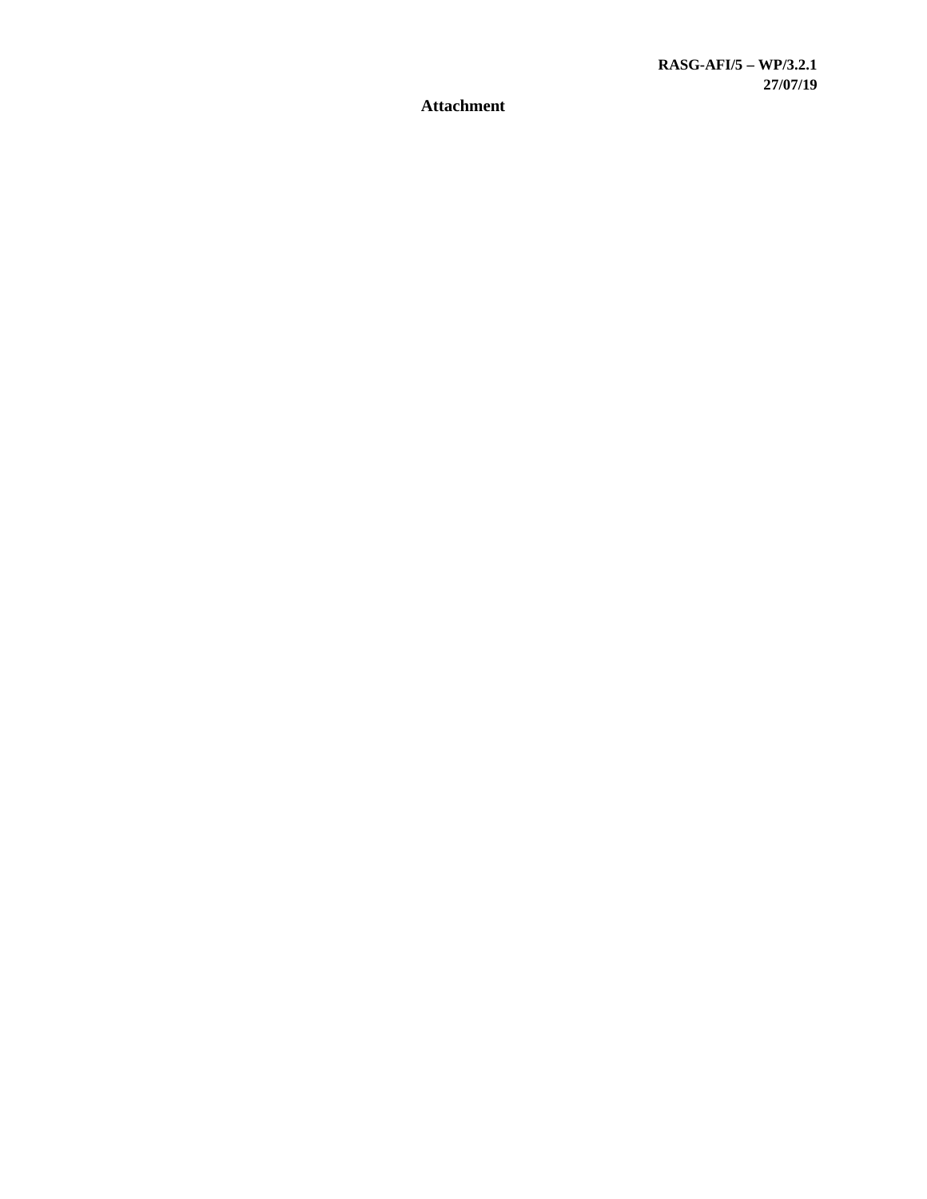**Attachment**